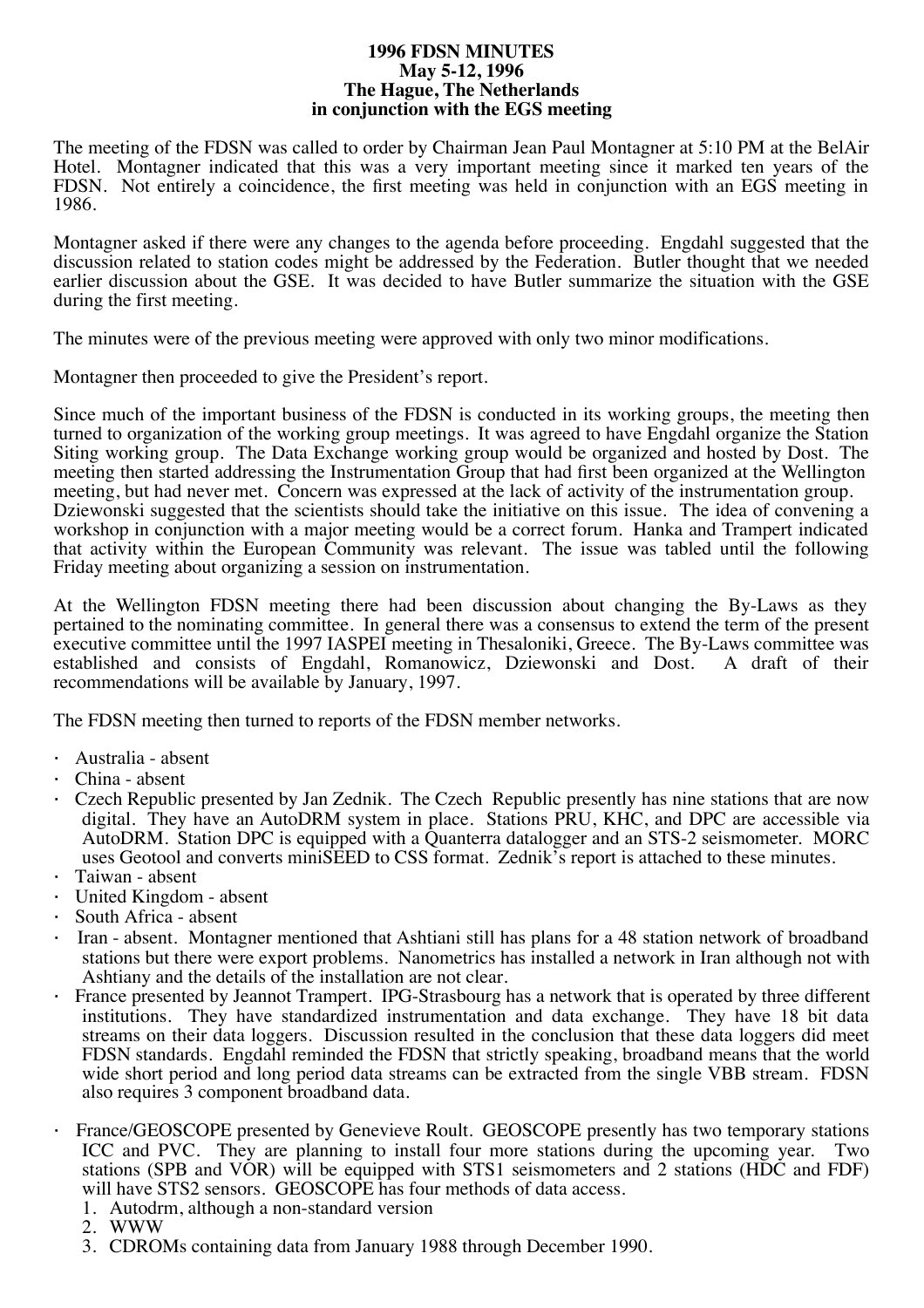# 1996 FDSN MINUTES
## May 5-12, 1996
## The Hague, The Netherlands
## in conjunction with the EGS meeting

The meeting of the FDSN was called to order by Chairman Jean Paul Montagner at 5:10 PM at the BelAir Hotel. Montagner indicated that this was a very important meeting since it marked ten years of the FDSN. Not entirely a coincidence, the first meeting was held in conjunction with an EGS meeting in 1986.

Montagner asked if there were any changes to the agenda before proceeding. Engdahl suggested that the discussion related to station codes might be addressed by the Federation. Butler thought that we needed earlier discussion about the GSE. It was decided to have Butler summarize the situation with the GSE during the first meeting.

The minutes were of the previous meeting were approved with only two minor modifications.

Montagner then proceeded to give the President's report.

Since much of the important business of the FDSN is conducted in its working groups, the meeting then turned to organization of the working group meetings. It was agreed to have Engdahl organize the Station Siting working group. The Data Exchange working group would be organized and hosted by Dost. The meeting then started addressing the Instrumentation Group that had first been organized at the Wellington meeting, but had never met. Concern was expressed at the lack of activity of the instrumentation group. Dziewonski suggested that the scientists should take the initiative on this issue. The idea of convening a workshop in conjunction with a major meeting would be a correct forum. Hanka and Trampert indicated that activity within the European Community was relevant. The issue was tabled until the following Friday meeting about organizing a session on instrumentation.

At the Wellington FDSN meeting there had been discussion about changing the By-Laws as they pertained to the nominating committee. In general there was a consensus to extend the term of the present executive committee until the 1997 IASPEI meeting in Thesaloniki, Greece. The By-Laws committee was established and consists of Engdahl, Romanowicz, Dziewonski and Dost. A draft of their recommendations will be available by January, 1997.

The FDSN meeting then turned to reports of the FDSN member networks.

- Australia - absent
- China - absent
- Czech Republic presented by Jan Zednik. The Czech Republic presently has nine stations that are now digital. They have an AutoDRM system in place. Stations PRU, KHC, and DPC are accessible via AutoDRM. Station DPC is equipped with a Quanterra datalogger and an STS-2 seismometer. MORC uses Geotool and converts miniSEED to CSS format. Zednik's report is attached to these minutes.
- Taiwan - absent
- United Kingdom - absent
- South Africa - absent
- Iran - absent. Montagner mentioned that Ashtiani still has plans for a 48 station network of broadband stations but there were export problems. Nanometrics has installed a network in Iran although not with Ashtiany and the details of the installation are not clear.
- France presented by Jeannot Trampert. IPG-Strasbourg has a network that is operated by three different institutions. They have standardized instrumentation and data exchange. They have 18 bit data streams on their data loggers. Discussion resulted in the conclusion that these data loggers did meet FDSN standards. Engdahl reminded the FDSN that strictly speaking, broadband means that the world wide short period and long period data streams can be extracted from the single VBB stream. FDSN also requires 3 component broadband data.
- France/GEOSCOPE presented by Genevieve Roult. GEOSCOPE presently has two temporary stations ICC and PVC. They are planning to install four more stations during the upcoming year. Two stations (SPB and VOR) will be equipped with STS1 seismometers and 2 stations (HDC and FDF) will have STS2 sensors. GEOSCOPE has four methods of data access.
  1. Autodrm, although a non-standard version
  2. WWW
  3. CDROMs containing data from January 1988 through December 1990.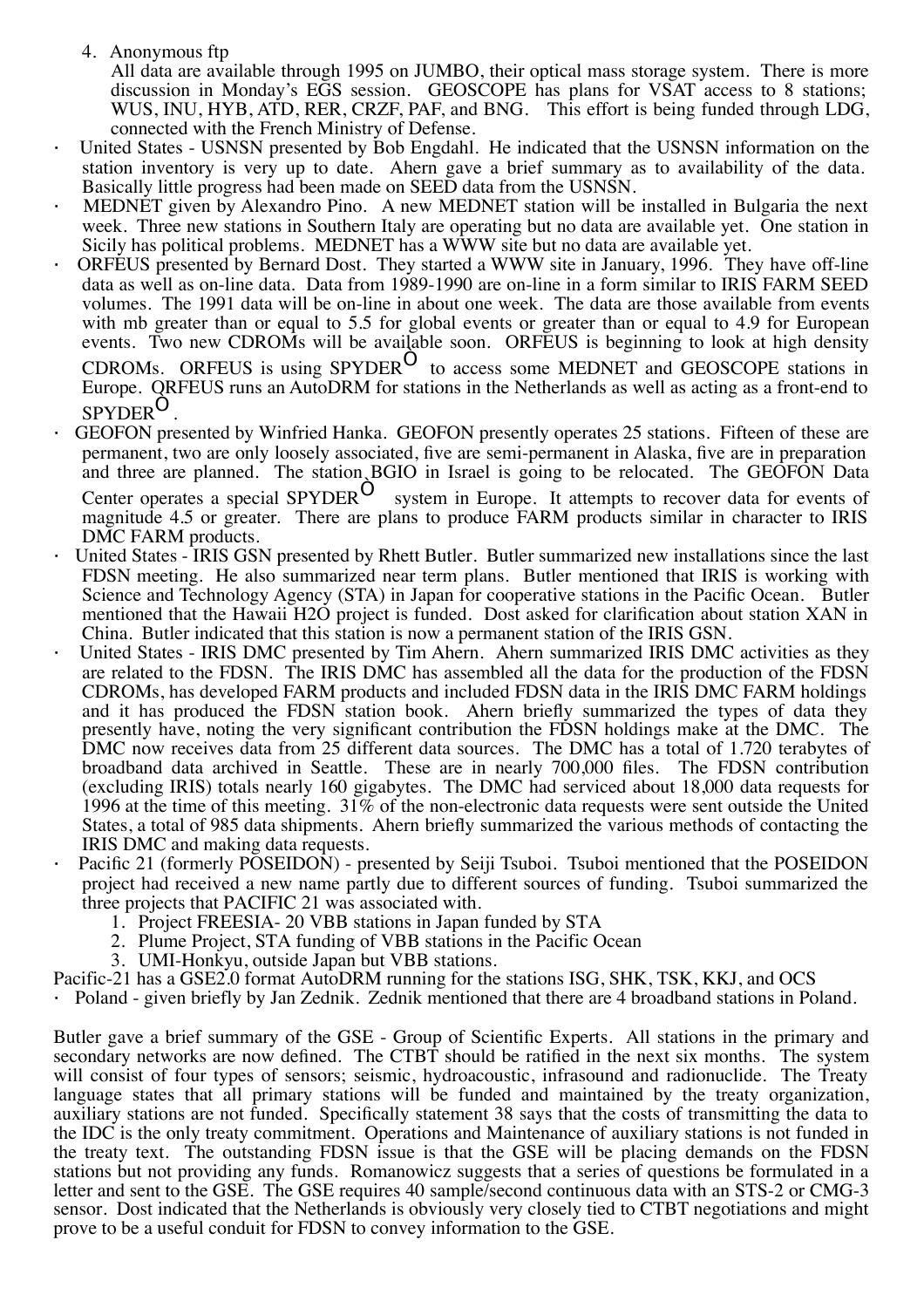4. Anonymous ftp
   All data are available through 1995 on JUMBO, their optical mass storage system. There is more discussion in Monday's EGS session. GEOSCOPE has plans for VSAT access to 8 stations; WUS, INU, HYB, ATD, RER, CRZF, PAF, and BNG. This effort is being funded through LDG, connected with the French Ministry of Defense.

- United States - USNSN presented by Bob Engdahl. He indicated that the USNSN information on the station inventory is very up to date. Ahern gave a brief summary as to availability of the data. Basically little progress had been made on SEED data from the USNSN.
- MEDNET given by Alexandro Pino. A new MEDNET station will be installed in Bulgaria the next week. Three new stations in Southern Italy are operating but no data are available yet. One station in Sicily has political problems. MEDNET has a WWW site but no data are available yet.
- ORFEUS presented by Bernard Dost. They started a WWW site in January, 1996. They have off-line data as well as on-line data. Data from 1989-1990 are on-line in a form similar to IRIS FARM SEED volumes. The 1991 data will be on-line in about one week. The data are those available from events with mb greater than or equal to 5.5 for global events or greater than or equal to 4.9 for European events. Two new CDROMs will be available soon. ORFEUS is beginning to look at high density CDROMs. ORFEUS is using SPYDER© to access some MEDNET and GEOSCOPE stations in Europe. ORFEUS runs an AutoDRM for stations in the Netherlands as well as acting as a front-end to SPYDER©.
- GEOFON presented by Winfried Hanka. GEOFON presently operates 25 stations. Fifteen of these are permanent, two are only loosely associated, five are semi-permanent in Alaska, five are in preparation and three are planned. The station BGIO in Israel is going to be relocated. The GEOFON Data Center operates a special SPYDER© system in Europe. It attempts to recover data for events of magnitude 4.5 or greater. There are plans to produce FARM products similar in character to IRIS DMC FARM products.
- United States - IRIS GSN presented by Rhett Butler. Butler summarized new installations since the last FDSN meeting. He also summarized near term plans. Butler mentioned that IRIS is working with Science and Technology Agency (STA) in Japan for cooperative stations in the Pacific Ocean. Butler mentioned that the Hawaii H2O project is funded. Dost asked for clarification about station XAN in China. Butler indicated that this station is now a permanent station of the IRIS GSN.
- United States - IRIS DMC presented by Tim Ahern. Ahern summarized IRIS DMC activities as they are related to the FDSN. The IRIS DMC has assembled all the data for the production of the FDSN CDROMs, has developed FARM products and included FDSN data in the IRIS DMC FARM holdings and it has produced the FDSN station book. Ahern briefly summarized the types of data they presently have, noting the very significant contribution the FDSN holdings make at the DMC. The DMC now receives data from 25 different data sources. The DMC has a total of 1.720 terabytes of broadband data archived in Seattle. These are in nearly 700,000 files. The FDSN contribution (excluding IRIS) totals nearly 160 gigabytes. The DMC had serviced about 18,000 data requests for 1996 at the time of this meeting. 31% of the non-electronic data requests were sent outside the United States, a total of 985 data shipments. Ahern briefly summarized the various methods of contacting the IRIS DMC and making data requests.
- Pacific 21 (formerly POSEIDON) - presented by Seiji Tsuboi. Tsuboi mentioned that the POSEIDON project had received a new name partly due to different sources of funding. Tsuboi summarized the three projects that PACIFIC 21 was associated with.
  1. Project FREESIA- 20 VBB stations in Japan funded by STA
  2. Plume Project, STA funding of VBB stations in the Pacific Ocean
  3. UMI-Honkyu, outside Japan but VBB stations.

Pacific-21 has a GSE2.0 format AutoDRM running for the stations ISG, SHK, TSK, KKJ, and OCS

- Poland - given briefly by Jan Zednik. Zednik mentioned that there are 4 broadband stations in Poland.

Butler gave a brief summary of the GSE - Group of Scientific Experts. All stations in the primary and secondary networks are now defined. The CTBT should be ratified in the next six months. The system will consist of four types of sensors; seismic, hydroacoustic, infrasound and radionuclide. The Treaty language states that all primary stations will be funded and maintained by the treaty organization, auxiliary stations are not funded. Specifically statement 38 says that the costs of transmitting the data to the IDC is the only treaty commitment. Operations and Maintenance of auxiliary stations is not funded in the treaty text. The outstanding FDSN issue is that the GSE will be placing demands on the FDSN stations but not providing any funds. Romanowicz suggests that a series of questions be formulated in a letter and sent to the GSE. The GSE requires 40 sample/second continuous data with an STS-2 or CMG-3 sensor. Dost indicated that the Netherlands is obviously very closely tied to CTBT negotiations and might prove to be a useful conduit for FDSN to convey information to the GSE.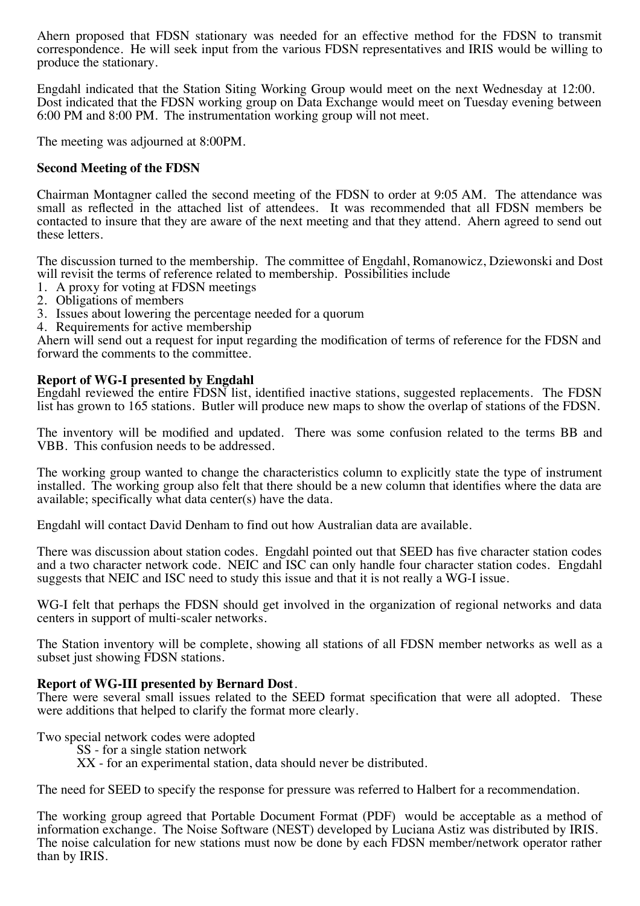Ahern proposed that FDSN stationary was needed for an effective method for the FDSN to transmit correspondence. He will seek input from the various FDSN representatives and IRIS would be willing to produce the stationary.

Engdahl indicated that the Station Siting Working Group would meet on the next Wednesday at 12:00. Dost indicated that the FDSN working group on Data Exchange would meet on Tuesday evening between 6:00 PM and 8:00 PM. The instrumentation working group will not meet.

The meeting was adjourned at 8:00PM.

**Second Meeting of the FDSN**

Chairman Montagner called the second meeting of the FDSN to order at 9:05 AM. The attendance was small as reflected in the attached list of attendees. It was recommended that all FDSN members be contacted to insure that they are aware of the next meeting and that they attend. Ahern agreed to send out these letters.

The discussion turned to the membership. The committee of Engdahl, Romanowicz, Dziewonski and Dost will revisit the terms of reference related to membership. Possibilities include

1. A proxy for voting at FDSN meetings
2. Obligations of members
3. Issues about lowering the percentage needed for a quorum
4. Requirements for active membership

Ahern will send out a request for input regarding the modification of terms of reference for the FDSN and forward the comments to the committee.

**Report of WG-I presented by Engdahl**

Engdahl reviewed the entire FDSN list, identified inactive stations, suggested replacements. The FDSN list has grown to 165 stations. Butler will produce new maps to show the overlap of stations of the FDSN.

The inventory will be modified and updated. There was some confusion related to the terms BB and VBB. This confusion needs to be addressed.

The working group wanted to change the characteristics column to explicitly state the type of instrument installed. The working group also felt that there should be a new column that identifies where the data are available; specifically what data center(s) have the data.

Engdahl will contact David Denham to find out how Australian data are available.

There was discussion about station codes. Engdahl pointed out that SEED has five character station codes and a two character network code. NEIC and ISC can only handle four character station codes. Engdahl suggests that NEIC and ISC need to study this issue and that it is not really a WG-I issue.

WG-I felt that perhaps the FDSN should get involved in the organization of regional networks and data centers in support of multi-scaler networks.

The Station inventory will be complete, showing all stations of all FDSN member networks as well as a subset just showing FDSN stations.

**Report of WG-III presented by Bernard Dost**.

There were several small issues related to the SEED format specification that were all adopted. These were additions that helped to clarify the format more clearly.

Two special network codes were adopted

SS - for a single station network
XX - for an experimental station, data should never be distributed.

The need for SEED to specify the response for pressure was referred to Halbert for a recommendation.

The working group agreed that Portable Document Format (PDF) would be acceptable as a method of information exchange. The Noise Software (NEST) developed by Luciana Astiz was distributed by IRIS. The noise calculation for new stations must now be done by each FDSN member/network operator rather than by IRIS.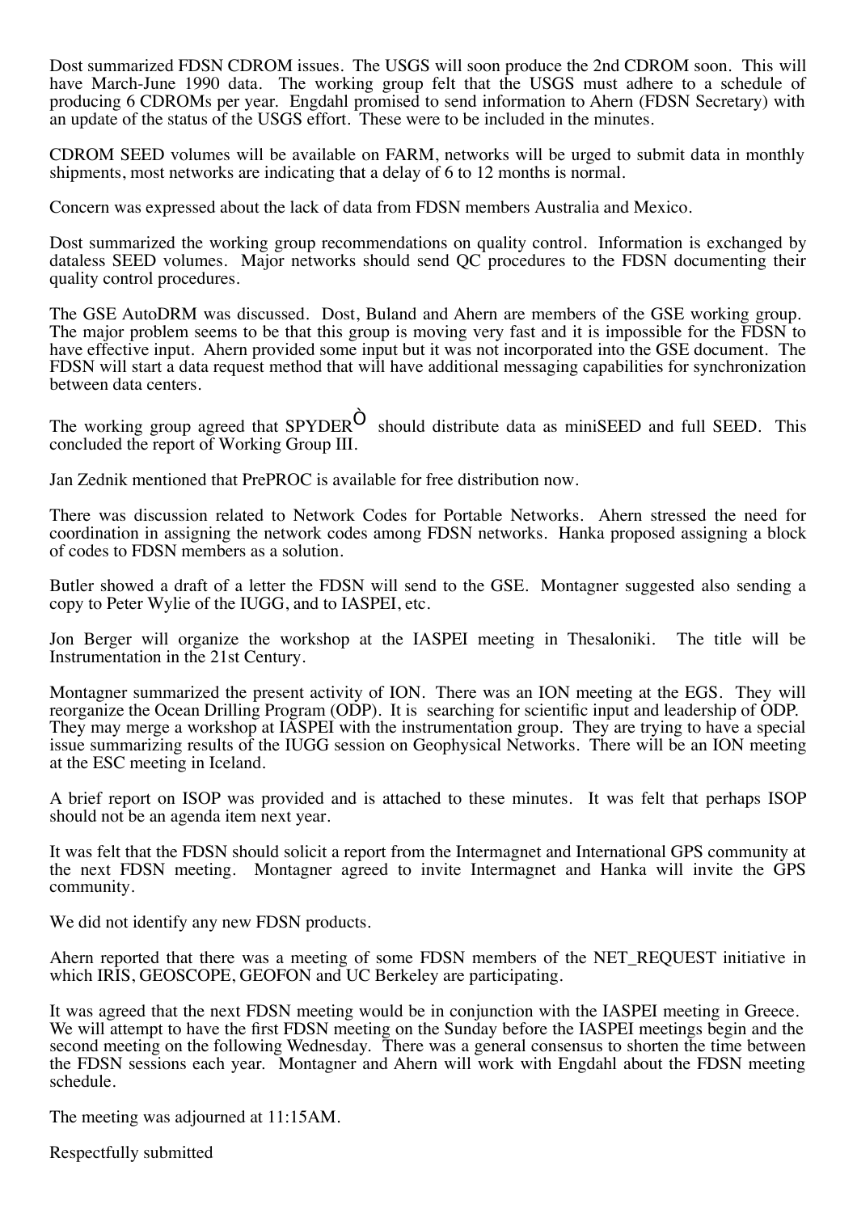Dost summarized FDSN CDROM issues. The USGS will soon produce the 2nd CDROM soon. This will have March-June 1990 data. The working group felt that the USGS must adhere to a schedule of producing 6 CDROMs per year. Engdahl promised to send information to Ahern (FDSN Secretary) with an update of the status of the USGS effort. These were to be included in the minutes.

CDROM SEED volumes will be available on FARM, networks will be urged to submit data in monthly shipments, most networks are indicating that a delay of 6 to 12 months is normal.

Concern was expressed about the lack of data from FDSN members Australia and Mexico.

Dost summarized the working group recommendations on quality control. Information is exchanged by dataless SEED volumes. Major networks should send QC procedures to the FDSN documenting their quality control procedures.

The GSE AutoDRM was discussed. Dost, Buland and Ahern are members of the GSE working group. The major problem seems to be that this group is moving very fast and it is impossible for the FDSN to have effective input. Ahern provided some input but it was not incorporated into the GSE document. The FDSN will start a data request method that will have additional messaging capabilities for synchronization between data centers.

The working group agreed that SPYDERÒ should distribute data as miniSEED and full SEED. This concluded the report of Working Group III.

Jan Zednik mentioned that PrePROC is available for free distribution now.

There was discussion related to Network Codes for Portable Networks. Ahern stressed the need for coordination in assigning the network codes among FDSN networks. Hanka proposed assigning a block of codes to FDSN members as a solution.

Butler showed a draft of a letter the FDSN will send to the GSE. Montagner suggested also sending a copy to Peter Wylie of the IUGG, and to IASPEI, etc.

Jon Berger will organize the workshop at the IASPEI meeting in Thesaloniki. The title will be Instrumentation in the 21st Century.

Montagner summarized the present activity of ION. There was an ION meeting at the EGS. They will reorganize the Ocean Drilling Program (ODP). It is searching for scientific input and leadership of ODP. They may merge a workshop at IASPEI with the instrumentation group. They are trying to have a special issue summarizing results of the IUGG session on Geophysical Networks. There will be an ION meeting at the ESC meeting in Iceland.

A brief report on ISOP was provided and is attached to these minutes. It was felt that perhaps ISOP should not be an agenda item next year.

It was felt that the FDSN should solicit a report from the Intermagnet and International GPS community at the next FDSN meeting. Montagner agreed to invite Intermagnet and Hanka will invite the GPS community.

We did not identify any new FDSN products.

Ahern reported that there was a meeting of some FDSN members of the NET_REQUEST initiative in which IRIS, GEOSCOPE, GEOFON and UC Berkeley are participating.

It was agreed that the next FDSN meeting would be in conjunction with the IASPEI meeting in Greece. We will attempt to have the first FDSN meeting on the Sunday before the IASPEI meetings begin and the second meeting on the following Wednesday. There was a general consensus to shorten the time between the FDSN sessions each year. Montagner and Ahern will work with Engdahl about the FDSN meeting schedule.

The meeting was adjourned at 11:15AM.

Respectfully submitted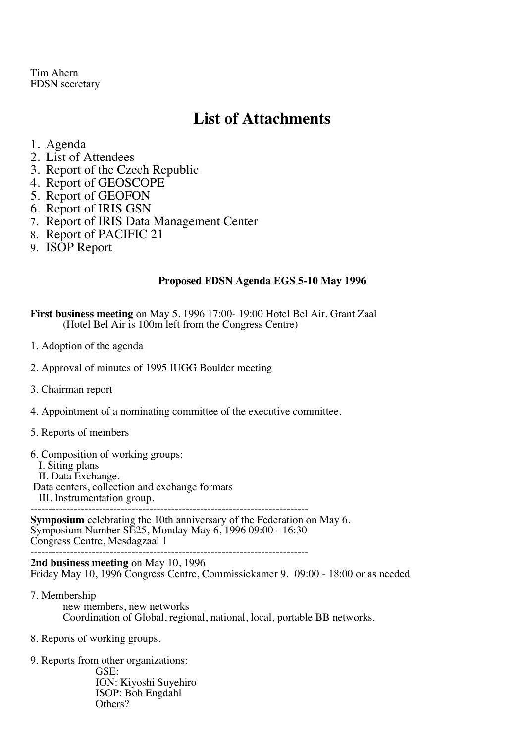Tim Ahern
FDSN secretary

# List of Attachments

1. Agenda
2. List of Attendees
3. Report of the Czech Republic
4. Report of GEOSCOPE
5. Report of GEOFON
6. Report of IRIS GSN
7. Report of IRIS Data Management Center
8. Report of PACIFIC 21
9. ISOP Report

### Proposed FDSN Agenda EGS 5-10 May 1996

**First business meeting** on May 5, 1996 17:00- 19:00 Hotel Bel Air, Grant Zaal
(Hotel Bel Air is 100m left from the Congress Centre)

1. Adoption of the agenda

2. Approval of minutes of 1995 IUGG Boulder meeting

3. Chairman report

4. Appointment of a nominating committee of the executive committee.

5. Reports of members

6. Composition of working groups:
   I. Siting plans
   II. Data Exchange.
   Data centers, collection and exchange formats
   III. Instrumentation group.

---

**Symposium** celebrating the 10th anniversary of the Federation on May 6.
Symposium Number SE25, Monday May 6, 1996 09:00 - 16:30
Congress Centre, Mesdagzaal 1

---

**2nd business meeting** on May 10, 1996
Friday May 10, 1996 Congress Centre, Commissiekamer 9. 09:00 - 18:00 or as needed

7. Membership
   new members, new networks
   Coordination of Global, regional, national, local, portable BB networks.

8. Reports of working groups.

9. Reports from other organizations:
   GSE:
   ION: Kiyoshi Suyehiro
   ISOP: Bob Engdahl
   Others?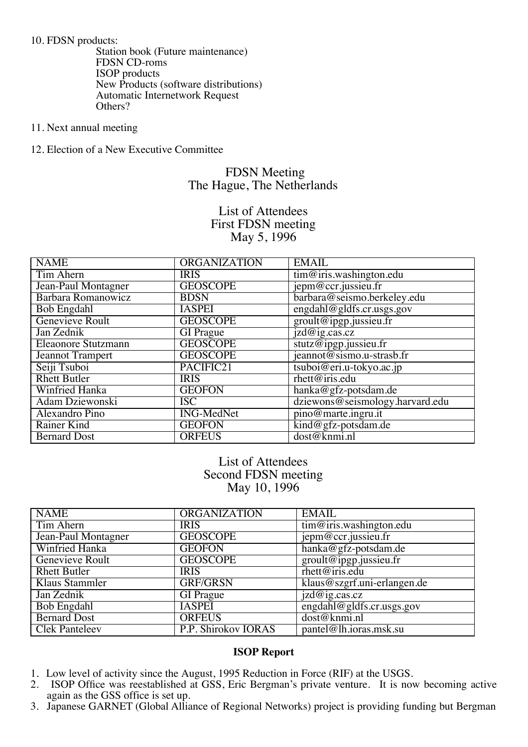10. FDSN products:
    - Station book (Future maintenance)
    - FDSN CD-roms
    - ISOP products
    - New Products (software distributions)
    - Automatic Internetwork Request
    - Others?

11. Next annual meeting

12. Election of a New Executive Committee

## FDSN Meeting
## The Hague, The Netherlands

### List of Attendees
### First FDSN meeting
### May 5, 1996

| NAME | ORGANIZATION | EMAIL |
|---|---|---|
| Tim Ahern | IRIS | tim@iris.washington.edu |
| Jean-Paul Montagner | GEOSCOPE | jepm@ccr.jussieu.fr |
| Barbara Romanowicz | BDSN | barbara@seismo.berkeley.edu |
| Bob Engdahl | IASPEI | engdahl@gldfs.cr.usgs.gov |
| Genevieve Roult | GEOSCOPE | groult@ipgp.jussieu.fr |
| Jan Zednik | GI Prague | jzd@ig.cas.cz |
| Eleaonore Stutzmann | GEOSCOPE | stutz@ipgp.jussieu.fr |
| Jeannot Trampert | GEOSCOPE | jeannot@sismo.u-strasb.fr |
| Seiji Tsuboi | PACIFIC21 | tsuboi@eri.u-tokyo.ac.jp |
| Rhett Butler | IRIS | rhett@iris.edu |
| Winfried Hanka | GEOFON | hanka@gfz-potsdam.de |
| Adam Dziewonski | ISC | dziewons@seismology.harvard.edu |
| Alexandro Pino | ING-MedNet | pino@marte.ingru.it |
| Rainer Kind | GEOFON | kind@gfz-potsdam.de |
| Bernard Dost | ORFEUS | dost@knmi.nl |

### List of Attendees
### Second FDSN meeting
### May 10, 1996

| NAME | ORGANIZATION | EMAIL |
|---|---|---|
| Tim Ahern | IRIS | tim@iris.washington.edu |
| Jean-Paul Montagner | GEOSCOPE | jepm@ccr.jussieu.fr |
| Winfried Hanka | GEOFON | hanka@gfz-potsdam.de |
| Genevieve Roult | GEOSCOPE | groult@ipgp.jussieu.fr |
| Rhett Butler | IRIS | rhett@iris.edu |
| Klaus Stammler | GRF/GRSN | klaus@szgrf.uni-erlangen.de |
| Jan Zednik | GI Prague | jzd@ig.cas.cz |
| Bob Engdahl | IASPEI | engdahl@gldfs.cr.usgs.gov |
| Bernard Dost | ORFEUS | dost@knmi.nl |
| Clek Panteleev | P.P. Shirokov IORAS | pantel@lh.ioras.msk.su |

**ISOP Report**

1. Low level of activity since the August, 1995 Reduction in Force (RIF) at the USGS.
2. ISOP Office was reestablished at GSS, Eric Bergman's private venture. It is now becoming active again as the GSS office is set up.
3. Japanese GARNET (Global Alliance of Regional Networks) project is providing funding but Bergman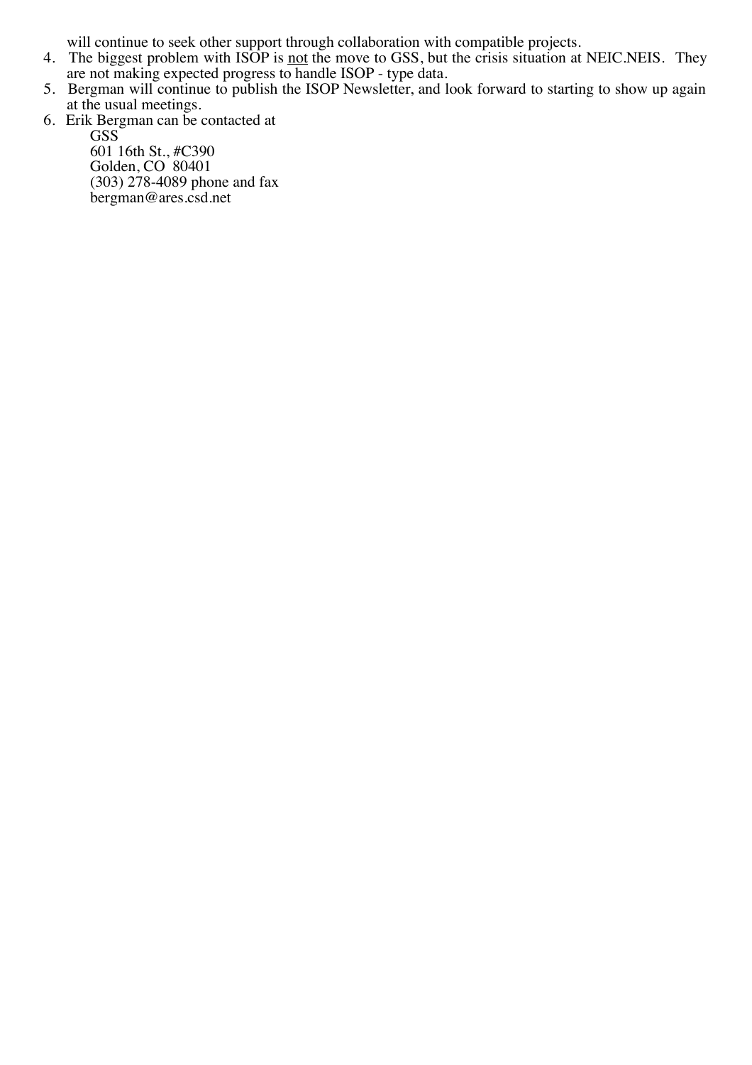will continue to seek other support through collaboration with compatible projects.

4. The biggest problem with ISOP is <u>not</u> the move to GSS, but the crisis situation at NEIC.NEIS. They are not making expected progress to handle ISOP - type data.
5. Bergman will continue to publish the ISOP Newsletter, and look forward to starting to show up again at the usual meetings.
6. Erik Bergman can be contacted at

   GSS
   601 16th St., #C390
   Golden, CO 80401
   (303) 278-4089 phone and fax
   bergman@ares.csd.net